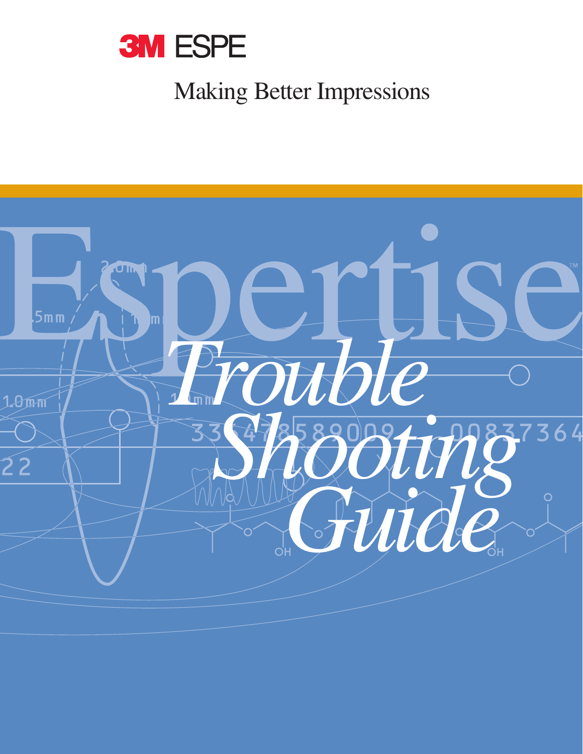3M ESPE

Making Better Impressions

# Espertise™

# *Trouble Shooting Guide*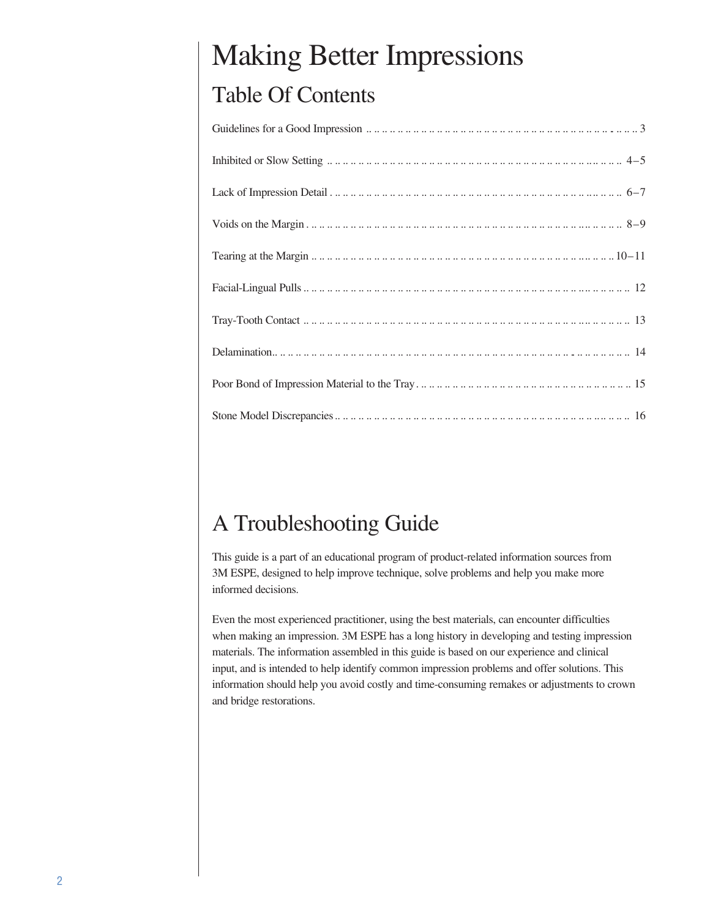# Making Better Impressions

## Table Of Contents

| | |
|---|---|
| Guidelines for a Good Impression | 3 |
| Inhibited or Slow Setting | 4–5 |
| Lack of Impression Detail | 6–7 |
| Voids on the Margin | 8–9 |
| Tearing at the Margin | 10–11 |
| Facial-Lingual Pulls | 12 |
| Tray-Tooth Contact | 13 |
| Delamination | 14 |
| Poor Bond of Impression Material to the Tray | 15 |
| Stone Model Discrepancies | 16 |

## A Troubleshooting Guide

This guide is a part of an educational program of product-related information sources from 3M ESPE, designed to help improve technique, solve problems and help you make more informed decisions.

Even the most experienced practitioner, using the best materials, can encounter difficulties when making an impression. 3M ESPE has a long history in developing and testing impression materials. The information assembled in this guide is based on our experience and clinical input, and is intended to help identify common impression problems and offer solutions. This information should help you avoid costly and time-consuming remakes or adjustments to crown and bridge restorations.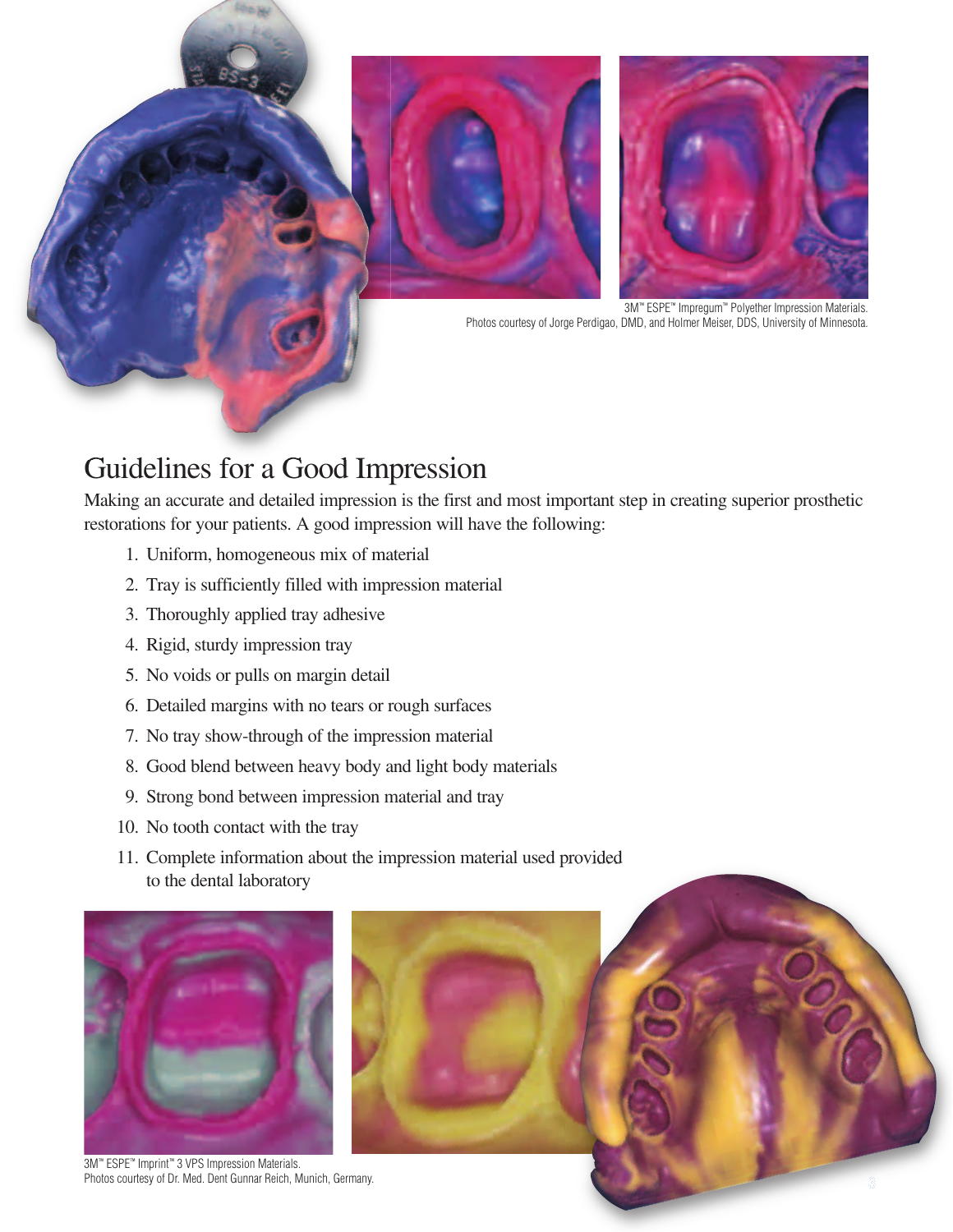3M™ ESPE™ Impregum™ Polyether Impression Materials.
Photos courtesy of Jorge Perdigao, DMD, and Holmer Meiser, DDS, University of Minnesota.

## Guidelines for a Good Impression

Making an accurate and detailed impression is the first and most important step in creating superior prosthetic restorations for your patients. A good impression will have the following:

1. Uniform, homogeneous mix of material
2. Tray is sufficiently filled with impression material
3. Thoroughly applied tray adhesive
4. Rigid, sturdy impression tray
5. No voids or pulls on margin detail
6. Detailed margins with no tears or rough surfaces
7. No tray show-through of the impression material
8. Good blend between heavy body and light body materials
9. Strong bond between impression material and tray
10. No tooth contact with the tray
11. Complete information about the impression material used provided to the dental laboratory

3M™ ESPE™ Imprint™ 3 VPS Impression Materials.
Photos courtesy of Dr. Med. Dent Gunnar Reich, Munich, Germany.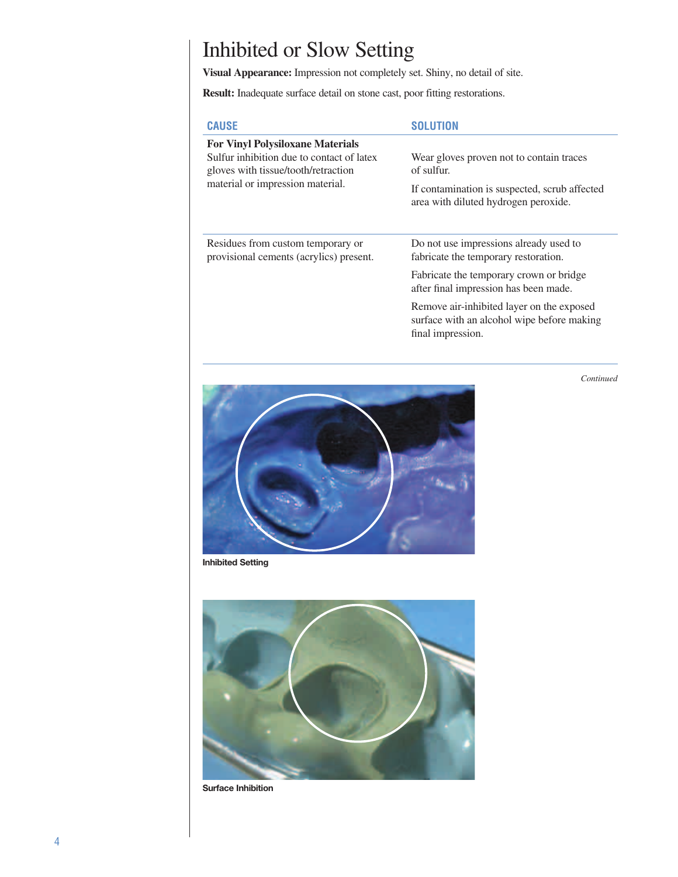# Inhibited or Slow Setting

**Visual Appearance:** Impression not completely set. Shiny, no detail of site.

**Result:** Inadequate surface detail on stone cast, poor fitting restorations.

| CAUSE | SOLUTION |
|---|---|
| **For Vinyl Polysiloxane Materials**<br>Sulfur inhibition due to contact of latex gloves with tissue/tooth/retraction material or impression material. | Wear gloves proven not to contain traces of sulfur.<br><br>If contamination is suspected, scrub affected area with diluted hydrogen peroxide. |
| Residues from custom temporary or provisional cements (acrylics) present. | Do not use impressions already used to fabricate the temporary restoration.<br><br>Fabricate the temporary crown or bridge after final impression has been made.<br><br>Remove air-inhibited layer on the exposed surface with an alcohol wipe before making final impression. |

*Continued*

**Inhibited Setting**

**Surface Inhibition**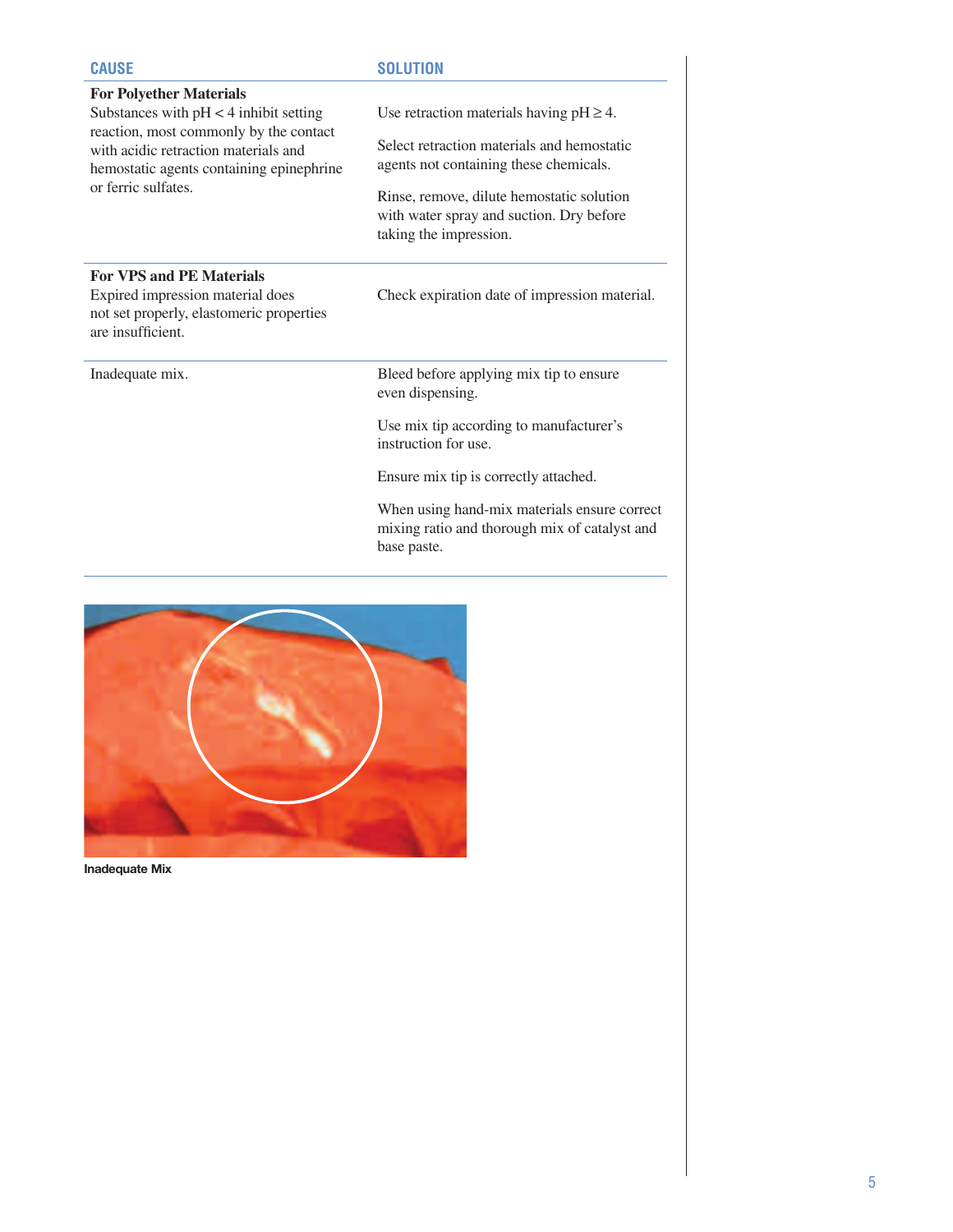| CAUSE | SOLUTION |
|---|---|
| **For Polyether Materials**<br>Substances with pH < 4 inhibit setting reaction, most commonly by the contact with acidic retraction materials and hemostatic agents containing epinephrine or ferric sulfates. | Use retraction materials having pH ≥ 4.<br><br>Select retraction materials and hemostatic agents not containing these chemicals.<br><br>Rinse, remove, dilute hemostatic solution with water spray and suction. Dry before taking the impression. |
| **For VPS and PE Materials**<br>Expired impression material does not set properly, elastomeric properties are insufficient. | Check expiration date of impression material. |
| Inadequate mix. | Bleed before applying mix tip to ensure even dispensing.<br><br>Use mix tip according to manufacturer's instruction for use.<br><br>Ensure mix tip is correctly attached.<br><br>When using hand-mix materials ensure correct mixing ratio and thorough mix of catalyst and base paste. |

**Inadequate Mix**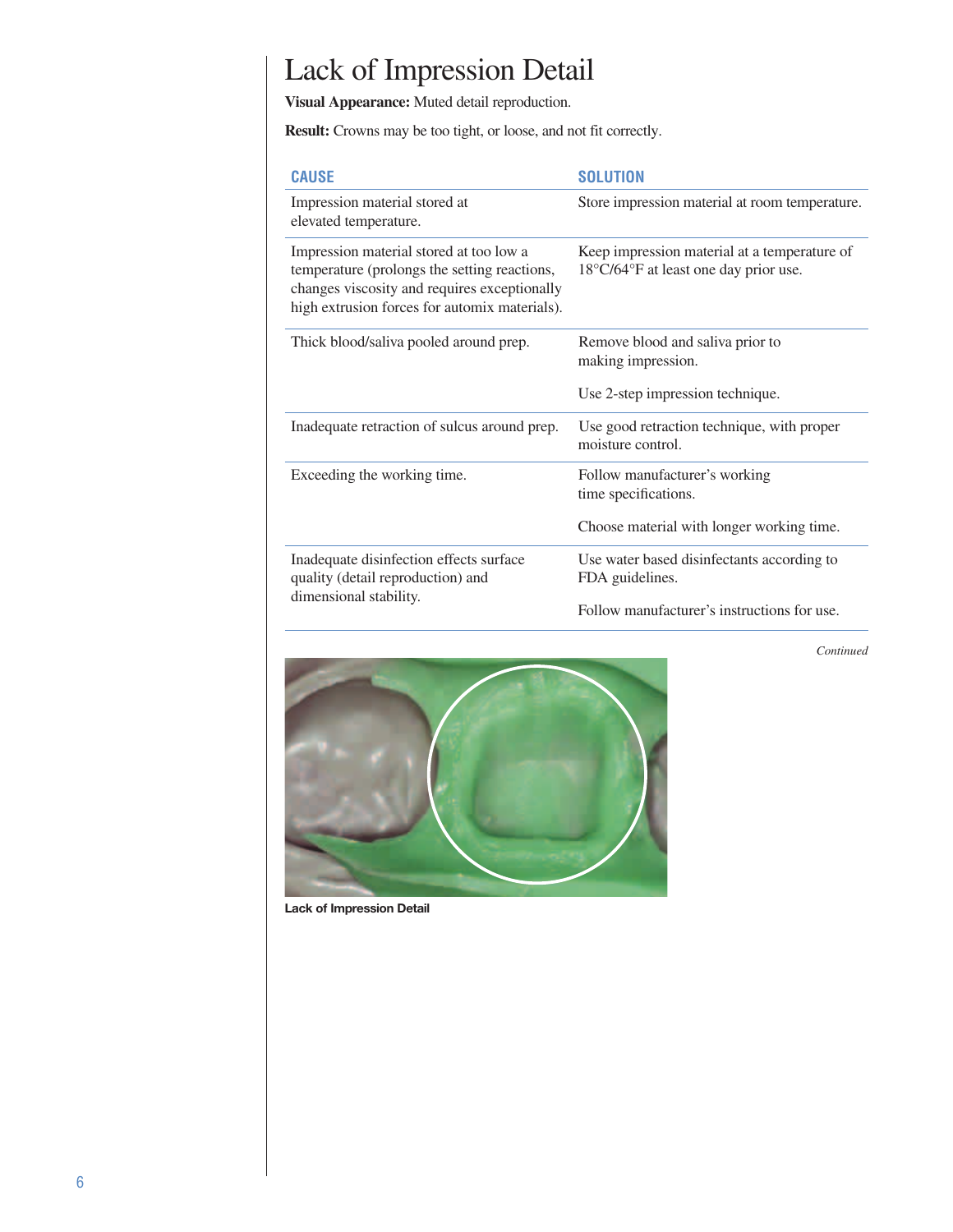# Lack of Impression Detail

**Visual Appearance:** Muted detail reproduction.

**Result:** Crowns may be too tight, or loose, and not fit correctly.

| CAUSE | SOLUTION |
| --- | --- |
| Impression material stored at elevated temperature. | Store impression material at room temperature. |
| Impression material stored at too low a temperature (prolongs the setting reactions, changes viscosity and requires exceptionally high extrusion forces for automix materials). | Keep impression material at a temperature of 18°C/64°F at least one day prior use. |
| Thick blood/saliva pooled around prep. | Remove blood and saliva prior to making impression.<br><br>Use 2-step impression technique. |
| Inadequate retraction of sulcus around prep. | Use good retraction technique, with proper moisture control. |
| Exceeding the working time. | Follow manufacturer's working time specifications.<br><br>Choose material with longer working time. |
| Inadequate disinfection effects surface quality (detail reproduction) and dimensional stability. | Use water based disinfectants according to FDA guidelines.<br><br>Follow manufacturer's instructions for use. |

*Continued*

**Lack of Impression Detail**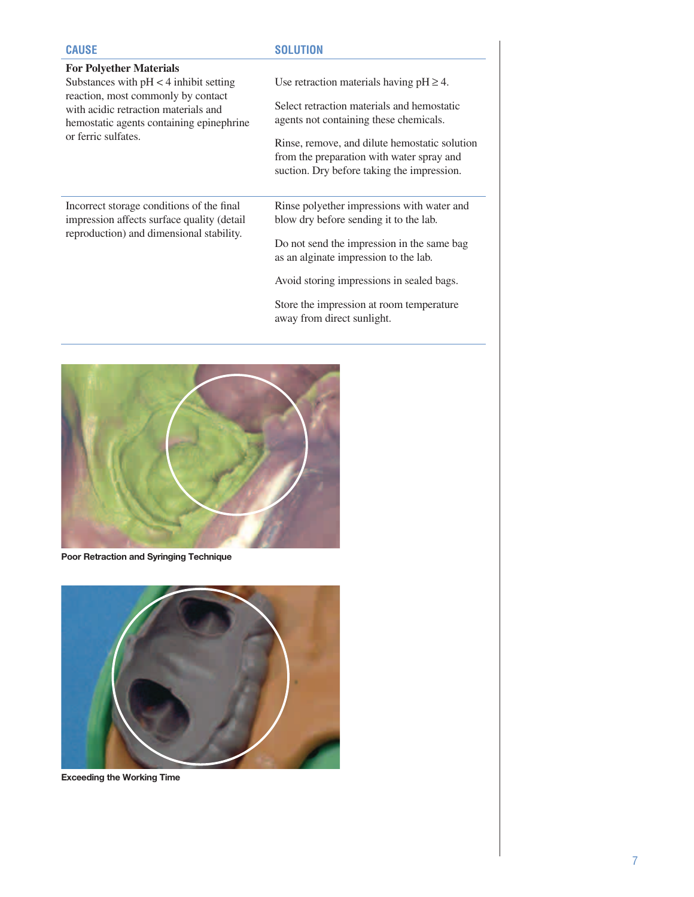| CAUSE | SOLUTION |
| --- | --- |
| **For Polyether Materials**<br>Substances with $pH < 4$ inhibit setting reaction, most commonly by contact with acidic retraction materials and hemostatic agents containing epinephrine or ferric sulfates. | Use retraction materials having $pH \geq 4$.<br><br>Select retraction materials and hemostatic agents not containing these chemicals.<br><br>Rinse, remove, and dilute hemostatic solution from the preparation with water spray and suction. Dry before taking the impression. |
| Incorrect storage conditions of the final impression affects surface quality (detail reproduction) and dimensional stability. | Rinse polyether impressions with water and blow dry before sending it to the lab.<br><br>Do not send the impression in the same bag as an alginate impression to the lab.<br><br>Avoid storing impressions in sealed bags.<br><br>Store the impression at room temperature away from direct sunlight. |

**Poor Retraction and Syringing Technique**

**Exceeding the Working Time**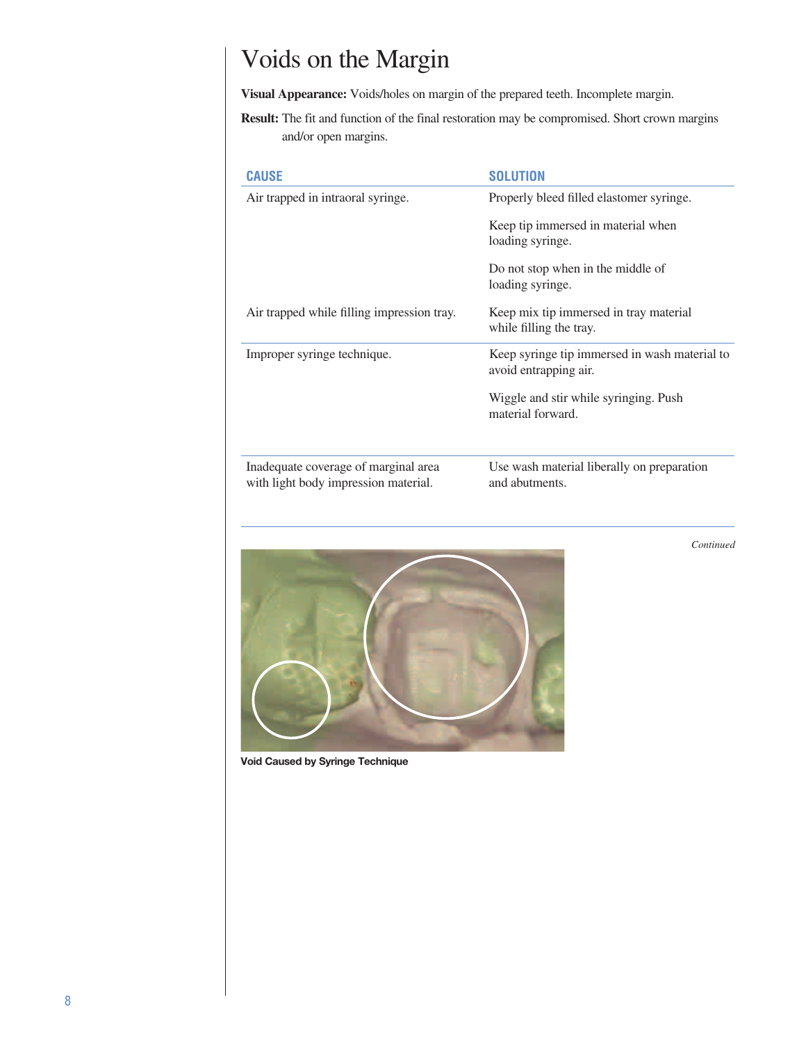# Voids on the Margin

**Visual Appearance:** Voids/holes on margin of the prepared teeth. Incomplete margin.

**Result:** The fit and function of the final restoration may be compromised. Short crown margins and/or open margins.

| CAUSE | SOLUTION |
|---|---|
| Air trapped in intraoral syringe. | Properly bleed filled elastomer syringe.<br><br>Keep tip immersed in material when loading syringe.<br><br>Do not stop when in the middle of loading syringe. |
| Air trapped while filling impression tray. | Keep mix tip immersed in tray material while filling the tray. |
| Improper syringe technique. | Keep syringe tip immersed in wash material to avoid entrapping air.<br><br>Wiggle and stir while syringing. Push material forward. |
| Inadequate coverage of marginal area with light body impression material. | Use wash material liberally on preparation and abutments. |

*Continued*

**Void Caused by Syringe Technique**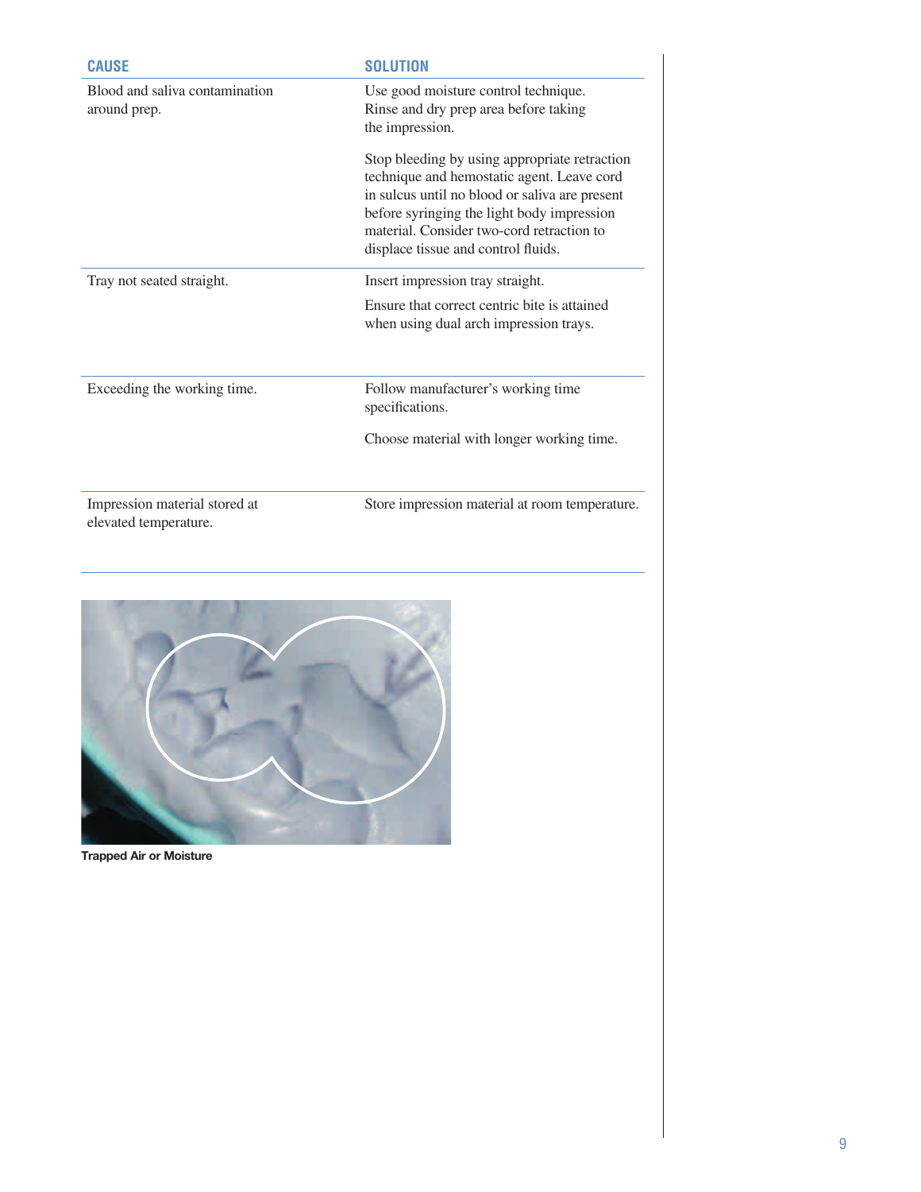| CAUSE | SOLUTION |
|---|---|
| Blood and saliva contamination around prep. | Use good moisture control technique. Rinse and dry prep area before taking the impression.<br><br>Stop bleeding by using appropriate retraction technique and hemostatic agent. Leave cord in sulcus until no blood or saliva are present before syringing the light body impression material. Consider two-cord retraction to displace tissue and control fluids. |
| Tray not seated straight. | Insert impression tray straight.<br><br>Ensure that correct centric bite is attained when using dual arch impression trays. |
| Exceeding the working time. | Follow manufacturer's working time specifications.<br><br>Choose material with longer working time. |
| Impression material stored at elevated temperature. | Store impression material at room temperature. |

**Trapped Air or Moisture**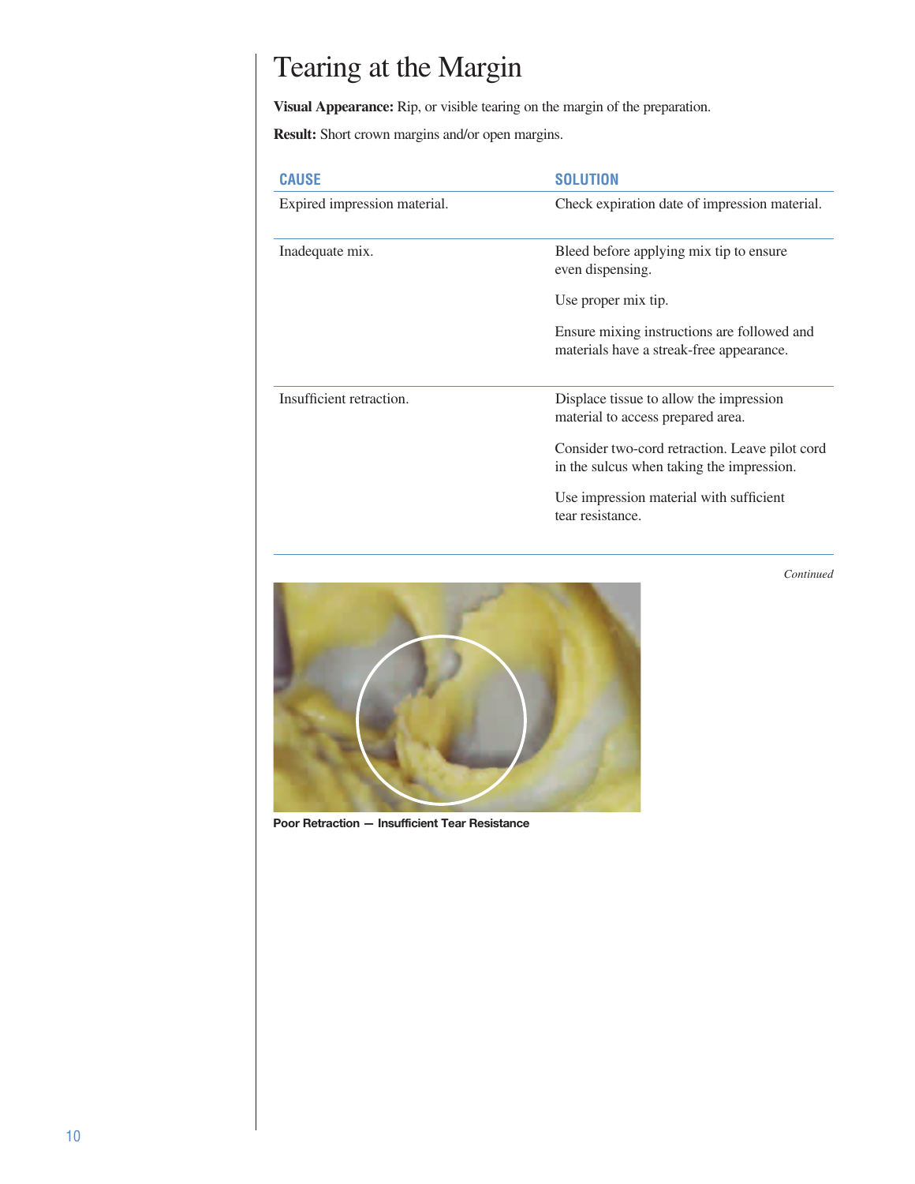# Tearing at the Margin

**Visual Appearance:** Rip, or visible tearing on the margin of the preparation.

**Result:** Short crown margins and/or open margins.

| CAUSE | SOLUTION |
|---|---|
| Expired impression material. | Check expiration date of impression material. |
| Inadequate mix. | Bleed before applying mix tip to ensure even dispensing.<br><br>Use proper mix tip.<br><br>Ensure mixing instructions are followed and materials have a streak-free appearance. |
| Insufficient retraction. | Displace tissue to allow the impression material to access prepared area.<br><br>Consider two-cord retraction. Leave pilot cord in the sulcus when taking the impression.<br><br>Use impression material with sufficient tear resistance. |

*Continued*

**Poor Retraction — Insufficient Tear Resistance**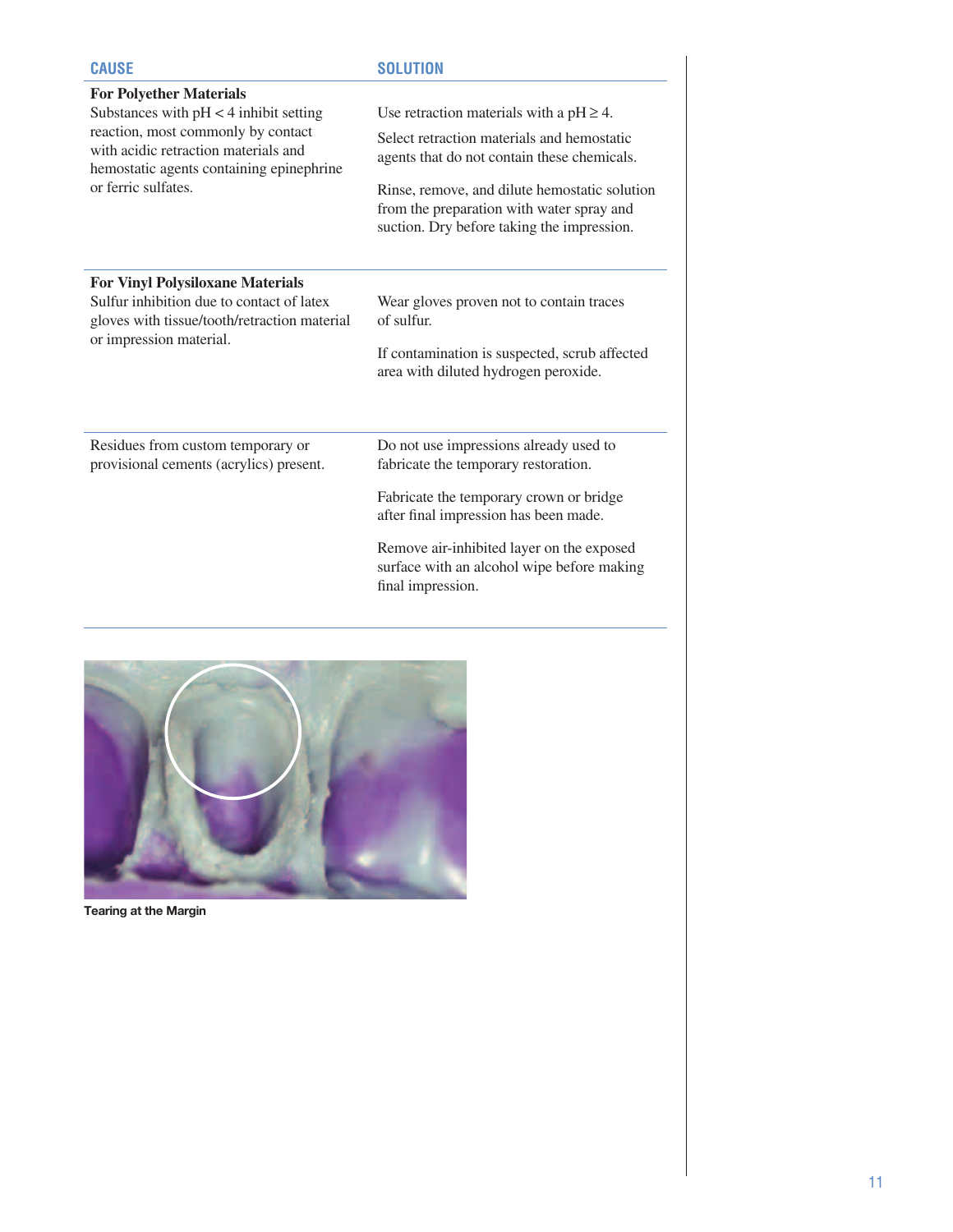| CAUSE | SOLUTION |
| --- | --- |
| **For Polyether Materials**<br>Substances with pH < 4 inhibit setting reaction, most commonly by contact with acidic retraction materials and hemostatic agents containing epinephrine or ferric sulfates. | Use retraction materials with a pH ≥ 4.<br><br>Select retraction materials and hemostatic agents that do not contain these chemicals.<br><br>Rinse, remove, and dilute hemostatic solution from the preparation with water spray and suction. Dry before taking the impression. |
| **For Vinyl Polysiloxane Materials**<br>Sulfur inhibition due to contact of latex gloves with tissue/tooth/retraction material or impression material. | Wear gloves proven not to contain traces of sulfur.<br><br>If contamination is suspected, scrub affected area with diluted hydrogen peroxide. |
| Residues from custom temporary or provisional cements (acrylics) present. | Do not use impressions already used to fabricate the temporary restoration.<br><br>Fabricate the temporary crown or bridge after final impression has been made.<br><br>Remove air-inhibited layer on the exposed surface with an alcohol wipe before making final impression. |

**Tearing at the Margin**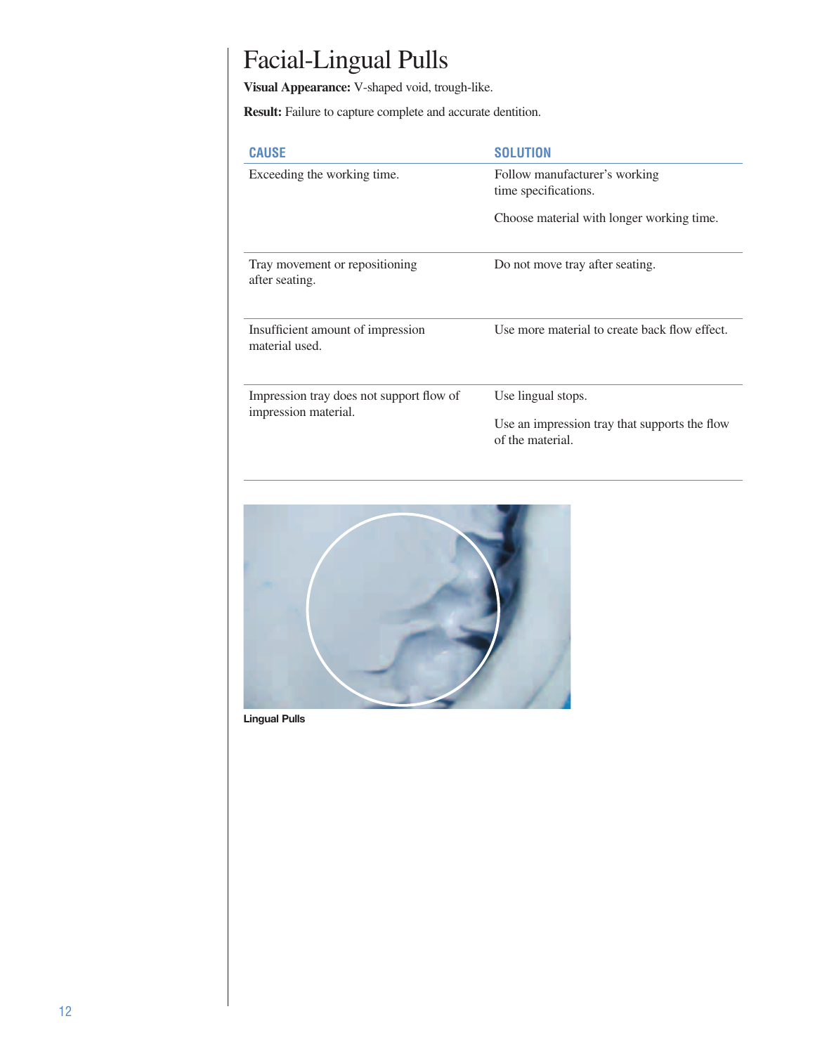# Facial-Lingual Pulls

**Visual Appearance:** V-shaped void, trough-like.

**Result:** Failure to capture complete and accurate dentition.

| CAUSE | SOLUTION |
| --- | --- |
| Exceeding the working time. | Follow manufacturer's working time specifications. Choose material with longer working time. |
| Tray movement or repositioning after seating. | Do not move tray after seating. |
| Insufficient amount of impression material used. | Use more material to create back flow effect. |
| Impression tray does not support flow of impression material. | Use lingual stops. Use an impression tray that supports the flow of the material. |

**Lingual Pulls**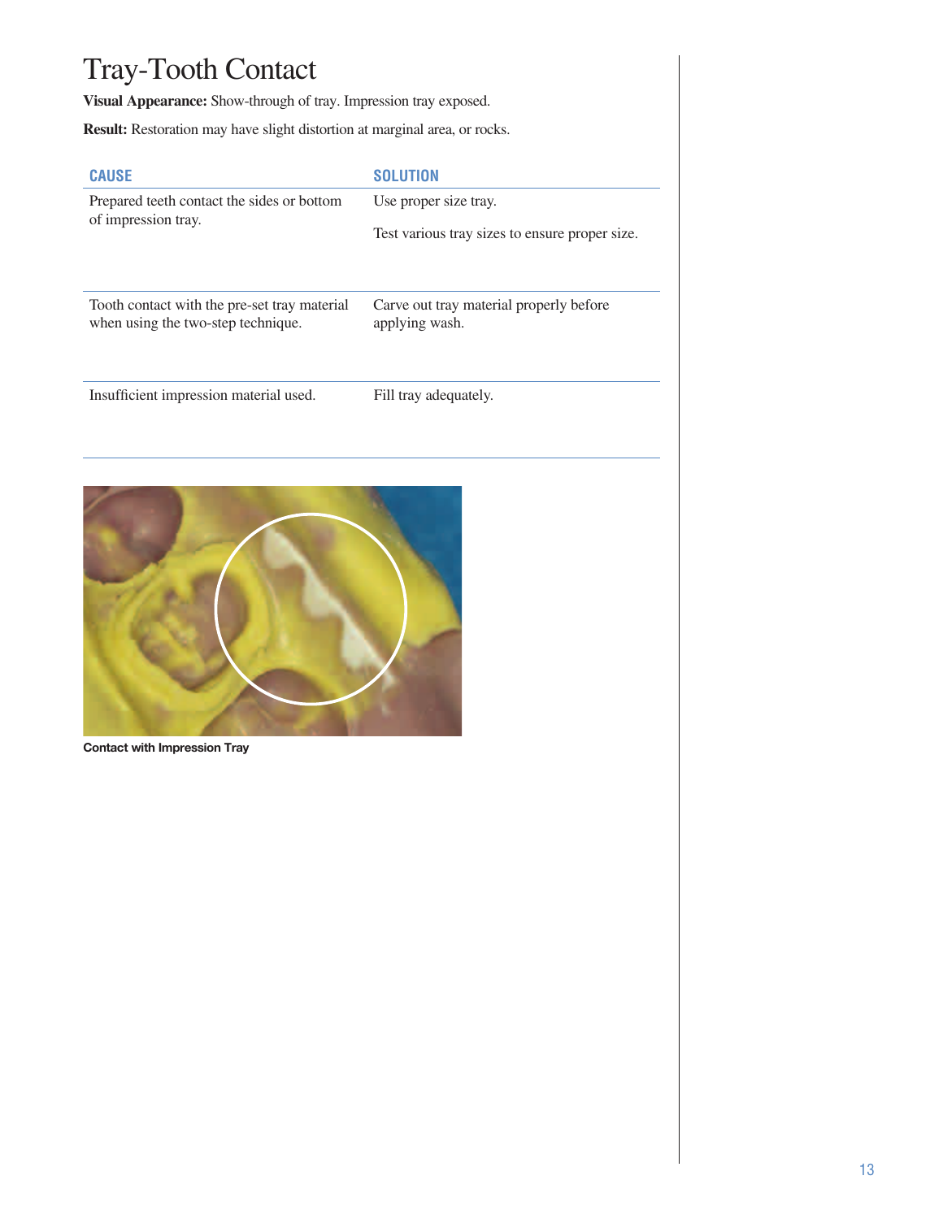# Tray-Tooth Contact

**Visual Appearance:** Show-through of tray. Impression tray exposed.

**Result:** Restoration may have slight distortion at marginal area, or rocks.

| CAUSE | SOLUTION |
|---|---|
| Prepared teeth contact the sides or bottom of impression tray. | Use proper size tray.<br><br>Test various tray sizes to ensure proper size. |
| Tooth contact with the pre-set tray material when using the two-step technique. | Carve out tray material properly before applying wash. |
| Insufficient impression material used. | Fill tray adequately. |

**Contact with Impression Tray**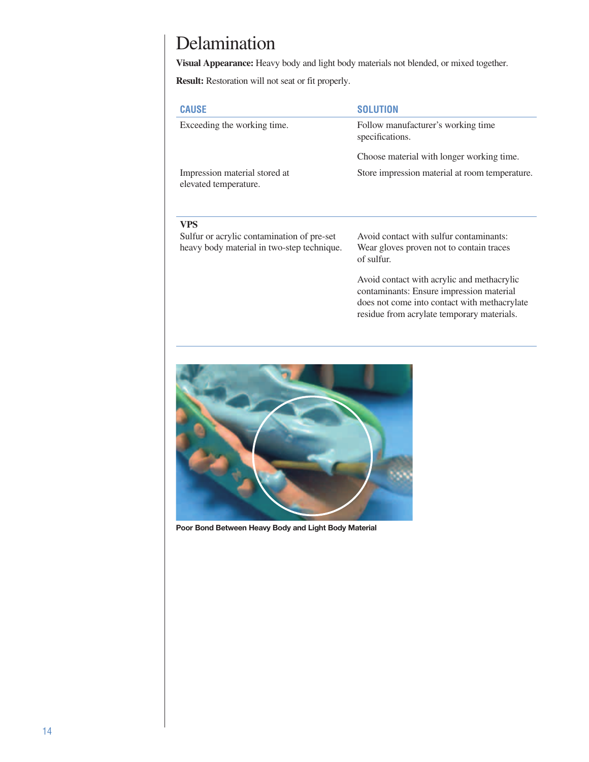# Delamination

**Visual Appearance:** Heavy body and light body materials not blended, or mixed together.

**Result:** Restoration will not seat or fit properly.

| CAUSE | SOLUTION |
|---|---|
| Exceeding the working time. | Follow manufacturer's working time specifications.<br><br>Choose material with longer working time. |
| Impression material stored at elevated temperature. | Store impression material at room temperature. |
| **VPS**<br>Sulfur or acrylic contamination of pre-set heavy body material in two-step technique. | Avoid contact with sulfur contaminants: Wear gloves proven not to contain traces of sulfur.<br><br>Avoid contact with acrylic and methacrylic contaminants: Ensure impression material does not come into contact with methacrylate residue from acrylate temporary materials. |

**Poor Bond Between Heavy Body and Light Body Material**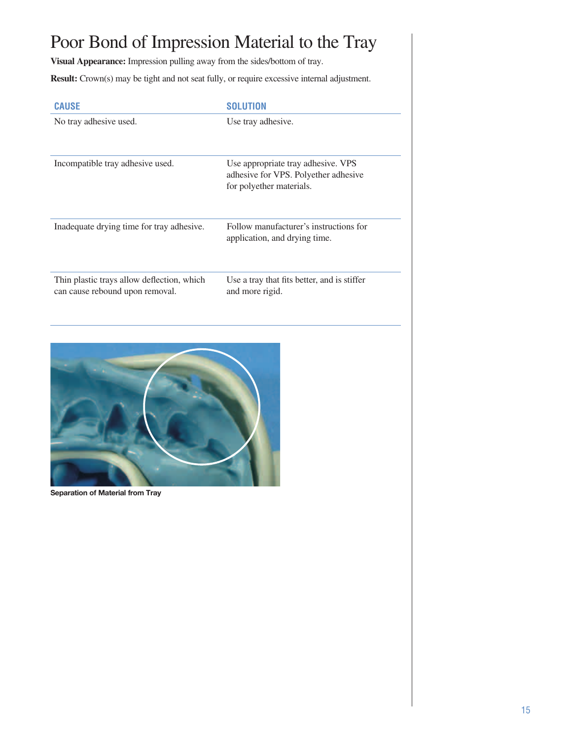# Poor Bond of Impression Material to the Tray

**Visual Appearance:** Impression pulling away from the sides/bottom of tray.

**Result:** Crown(s) may be tight and not seat fully, or require excessive internal adjustment.

| CAUSE | SOLUTION |
| --- | --- |
| No tray adhesive used. | Use tray adhesive. |
| Incompatible tray adhesive used. | Use appropriate tray adhesive. VPS adhesive for VPS. Polyether adhesive for polyether materials. |
| Inadequate drying time for tray adhesive. | Follow manufacturer's instructions for application, and drying time. |
| Thin plastic trays allow deflection, which can cause rebound upon removal. | Use a tray that fits better, and is stiffer and more rigid. |

**Separation of Material from Tray**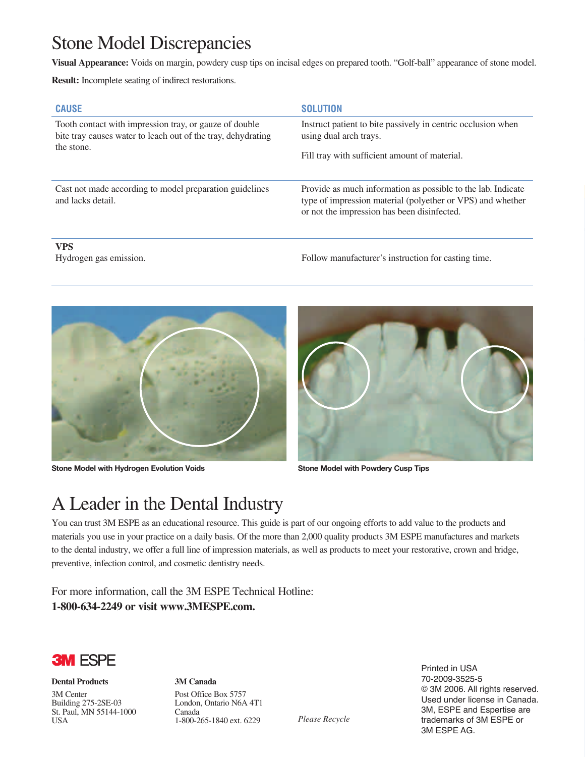# Stone Model Discrepancies

**Visual Appearance:** Voids on margin, powdery cusp tips on incisal edges on prepared tooth. "Golf-ball" appearance of stone model.

**Result:** Incomplete seating of indirect restorations.

| CAUSE | SOLUTION |
|---|---|
| Tooth contact with impression tray, or gauze of double bite tray causes water to leach out of the tray, dehydrating the stone. | Instruct patient to bite passively in centric occlusion when using dual arch trays.<br><br>Fill tray with sufficient amount of material. |
| Cast not made according to model preparation guidelines and lacks detail. | Provide as much information as possible to the lab. Indicate type of impression material (polyether or VPS) and whether or not the impression has been disinfected. |
| **VPS**<br>Hydrogen gas emission. | Follow manufacturer's instruction for casting time. |

**Stone Model with Hydrogen Evolution Voids**

**Stone Model with Powdery Cusp Tips**

# A Leader in the Dental Industry

You can trust 3M ESPE as an educational resource. This guide is part of our ongoing efforts to add value to the products and materials you use in your practice on a daily basis. Of the more than 2,000 quality products 3M ESPE manufactures and markets to the dental industry, we offer a full line of impression materials, as well as products to meet your restorative, crown and bridge, preventive, infection control, and cosmetic dentistry needs.

For more information, call the 3M ESPE Technical Hotline:
**1-800-634-2249 or visit www.3MESPE.com.**

**3M ESPE**

**Dental Products**
3M Center
Building 275-2SE-03
St. Paul, MN 55144-1000
USA

**3M Canada**
Post Office Box 5757
London, Ontario N6A 4T1
Canada
1-800-265-1840 ext. 6229

*Please Recycle*

Printed in USA
70-2009-3525-5
© 3M 2006. All rights reserved.
Used under license in Canada.
3M, ESPE and Espertise are trademarks of 3M ESPE or 3M ESPE AG.